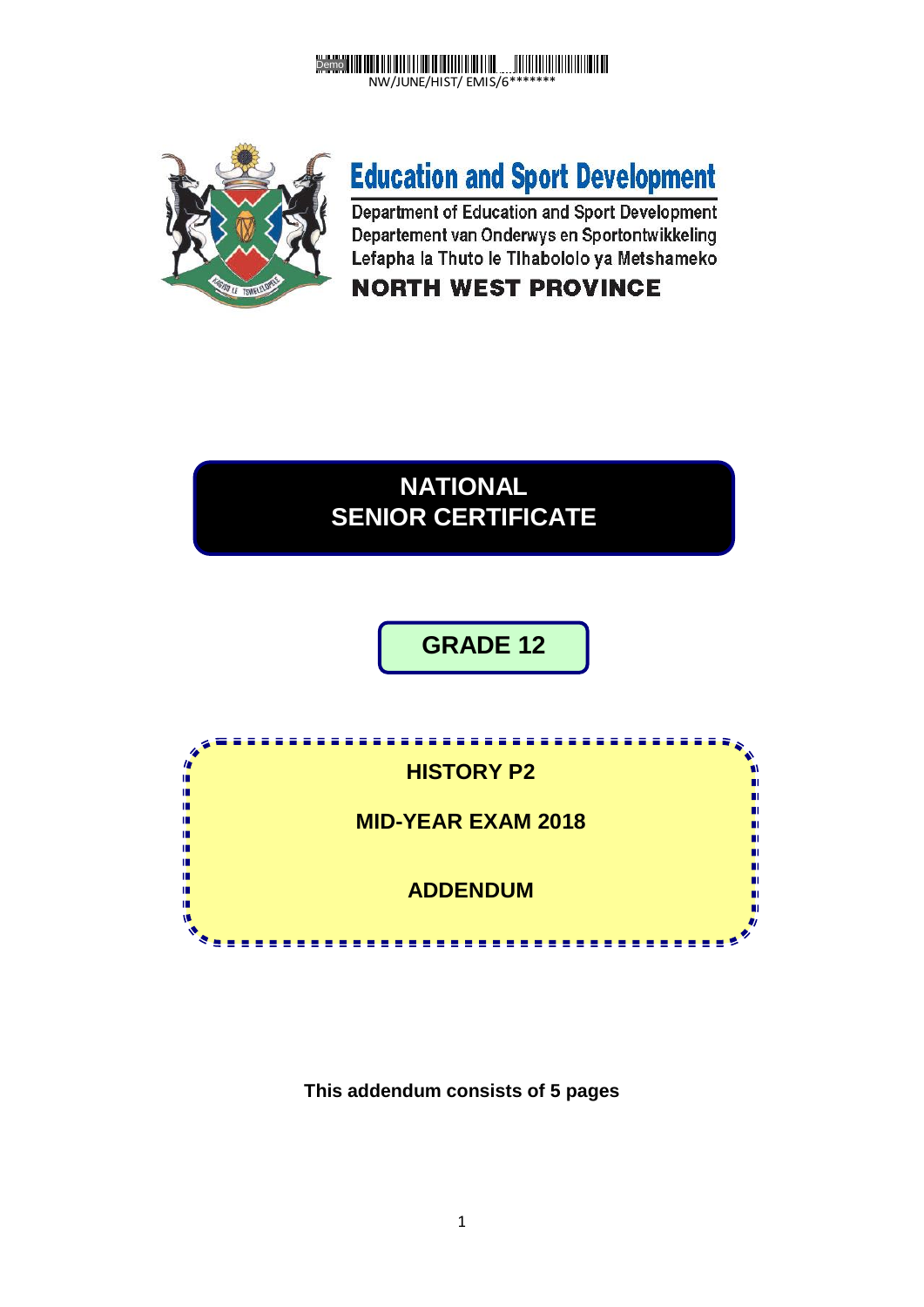NW/JUNE/HIST/ EMIS/6*******

# Education and Sport Development

Department of Education and Sport Development
Departement van Onderwys en Sportontwikkeling
Lefapha la Thuto le Tlhabololo ya Metshameko

**NORTH WEST PROVINCE**

# NATIONAL SENIOR CERTIFICATE

## GRADE 12

## HISTORY P2

## MID-YEAR EXAM 2018

## ADDENDUM

**This addendum consists of 5 pages**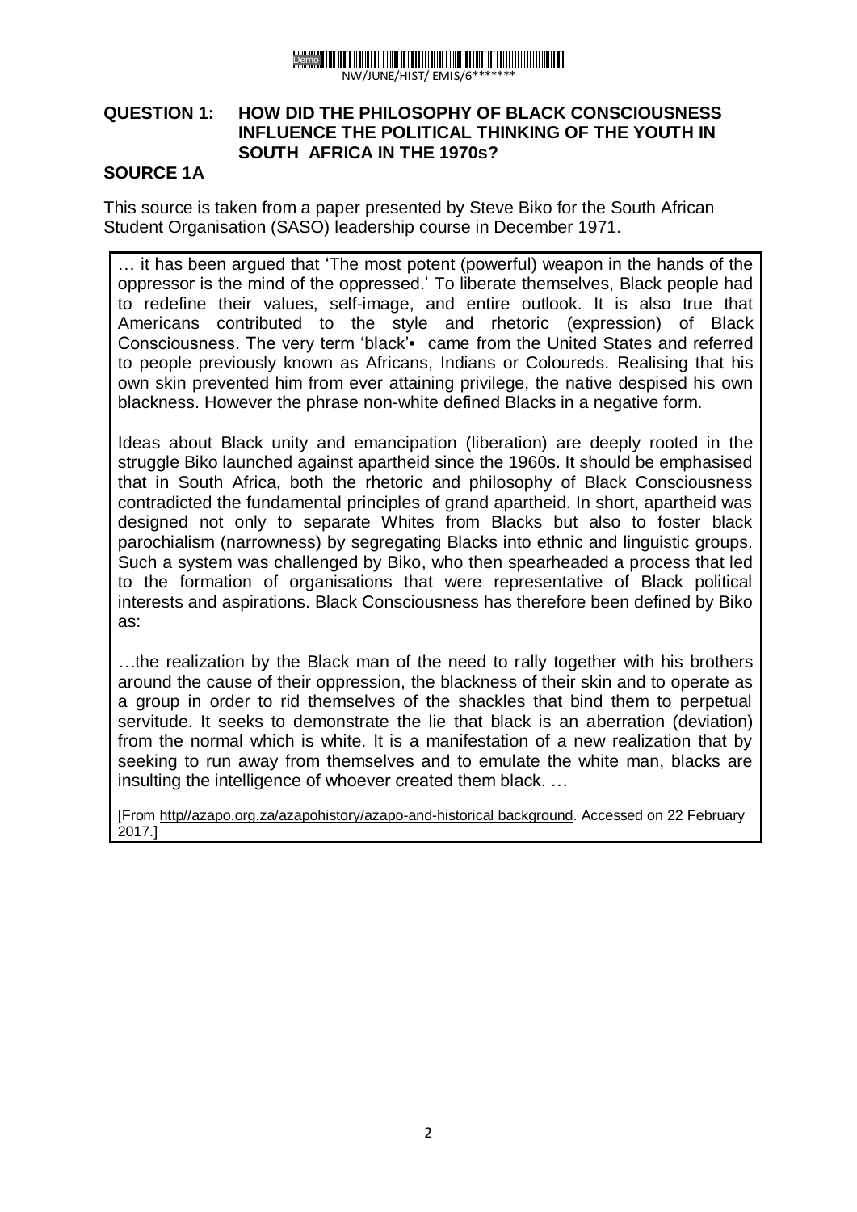**QUESTION 1: HOW DID THE PHILOSOPHY OF BLACK CONSCIOUSNESS INFLUENCE THE POLITICAL THINKING OF THE YOUTH IN SOUTH AFRICA IN THE 1970s?**

**SOURCE 1A**

This source is taken from a paper presented by Steve Biko for the South African Student Organisation (SASO) leadership course in December 1971.

> … it has been argued that 'The most potent (powerful) weapon in the hands of the oppressor is the mind of the oppressed.' To liberate themselves, Black people had to redefine their values, self-image, and entire outlook. It is also true that Americans contributed to the style and rhetoric (expression) of Black Consciousness. The very term 'black'• came from the United States and referred to people previously known as Africans, Indians or Coloureds. Realising that his own skin prevented him from ever attaining privilege, the native despised his own blackness. However the phrase non-white defined Blacks in a negative form.
>
> Ideas about Black unity and emancipation (liberation) are deeply rooted in the struggle Biko launched against apartheid since the 1960s. It should be emphasised that in South Africa, both the rhetoric and philosophy of Black Consciousness contradicted the fundamental principles of grand apartheid. In short, apartheid was designed not only to separate Whites from Blacks but also to foster black parochialism (narrowness) by segregating Blacks into ethnic and linguistic groups. Such a system was challenged by Biko, who then spearheaded a process that led to the formation of organisations that were representative of Black political interests and aspirations. Black Consciousness has therefore been defined by Biko as:
>
> …the realization by the Black man of the need to rally together with his brothers around the cause of their oppression, the blackness of their skin and to operate as a group in order to rid themselves of the shackles that bind them to perpetual servitude. It seeks to demonstrate the lie that black is an aberration (deviation) from the normal which is white. It is a manifestation of a new realization that by seeking to run away from themselves and to emulate the white man, blacks are insulting the intelligence of whoever created them black. …
>
> [From http//azapo.org.za/azapohistory/azapo-and-historical background. Accessed on 22 February 2017.]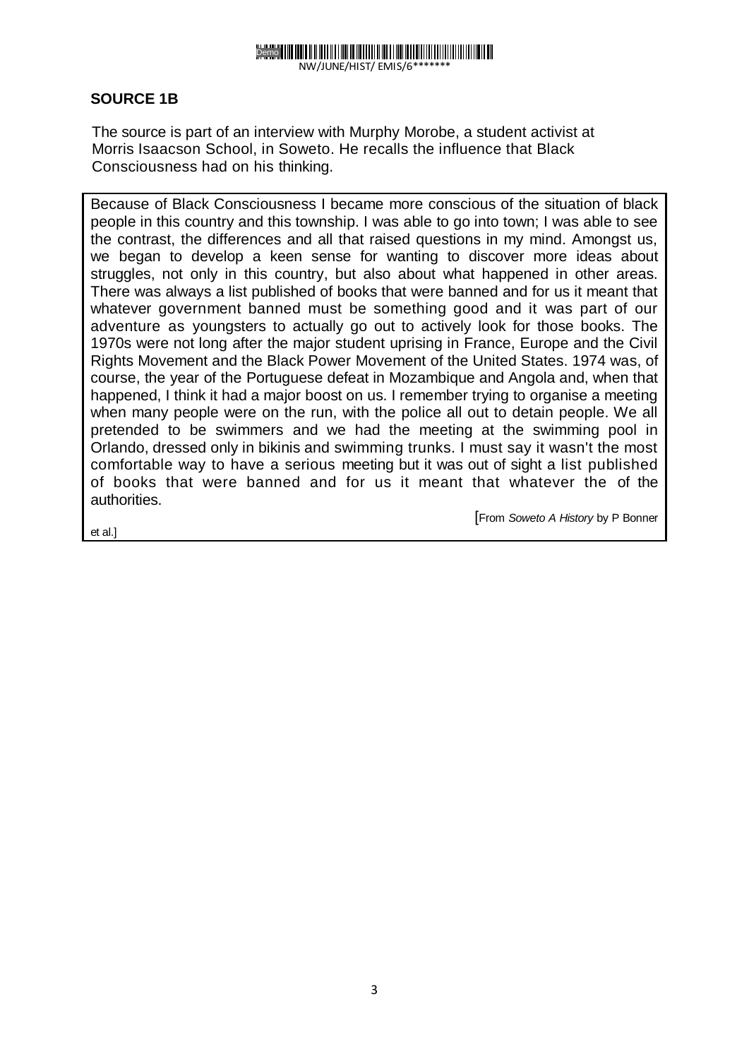## SOURCE 1B

The source is part of an interview with Murphy Morobe, a student activist at Morris Isaacson School, in Soweto. He recalls the influence that Black Consciousness had on his thinking.

Because of Black Consciousness I became more conscious of the situation of black people in this country and this township. I was able to go into town; I was able to see the contrast, the differences and all that raised questions in my mind. Amongst us, we began to develop a keen sense for wanting to discover more ideas about struggles, not only in this country, but also about what happened in other areas. There was always a list published of books that were banned and for us it meant that whatever government banned must be something good and it was part of our adventure as youngsters to actually go out to actively look for those books. The 1970s were not long after the major student uprising in France, Europe and the Civil Rights Movement and the Black Power Movement of the United States. 1974 was, of course, the year of the Portuguese defeat in Mozambique and Angola and, when that happened, I think it had a major boost on us. I remember trying to organise a meeting when many people were on the run, with the police all out to detain people. We all pretended to be swimmers and we had the meeting at the swimming pool in Orlando, dressed only in bikinis and swimming trunks. I must say it wasn't the most comfortable way to have a serious meeting but it was out of sight a list published of books that were banned and for us it meant that whatever the of the authorities.

[From *Soweto A History* by P Bonner et al.]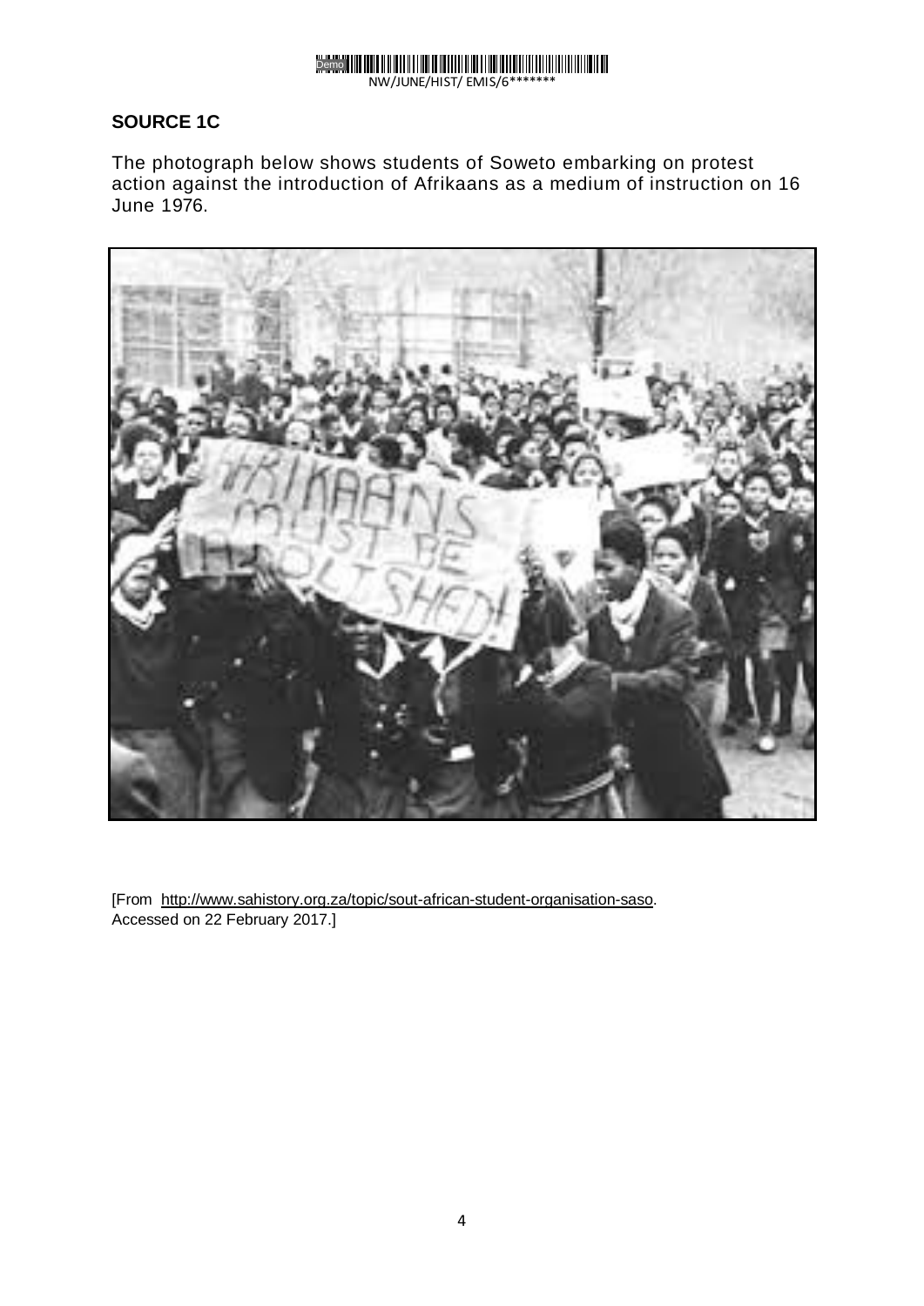**SOURCE 1C**

The photograph below shows students of Soweto embarking on protest action against the introduction of Afrikaans as a medium of instruction on 16 June 1976.

[From http://www.sahistory.org.za/topic/sout-african-student-organisation-saso. Accessed on 22 February 2017.]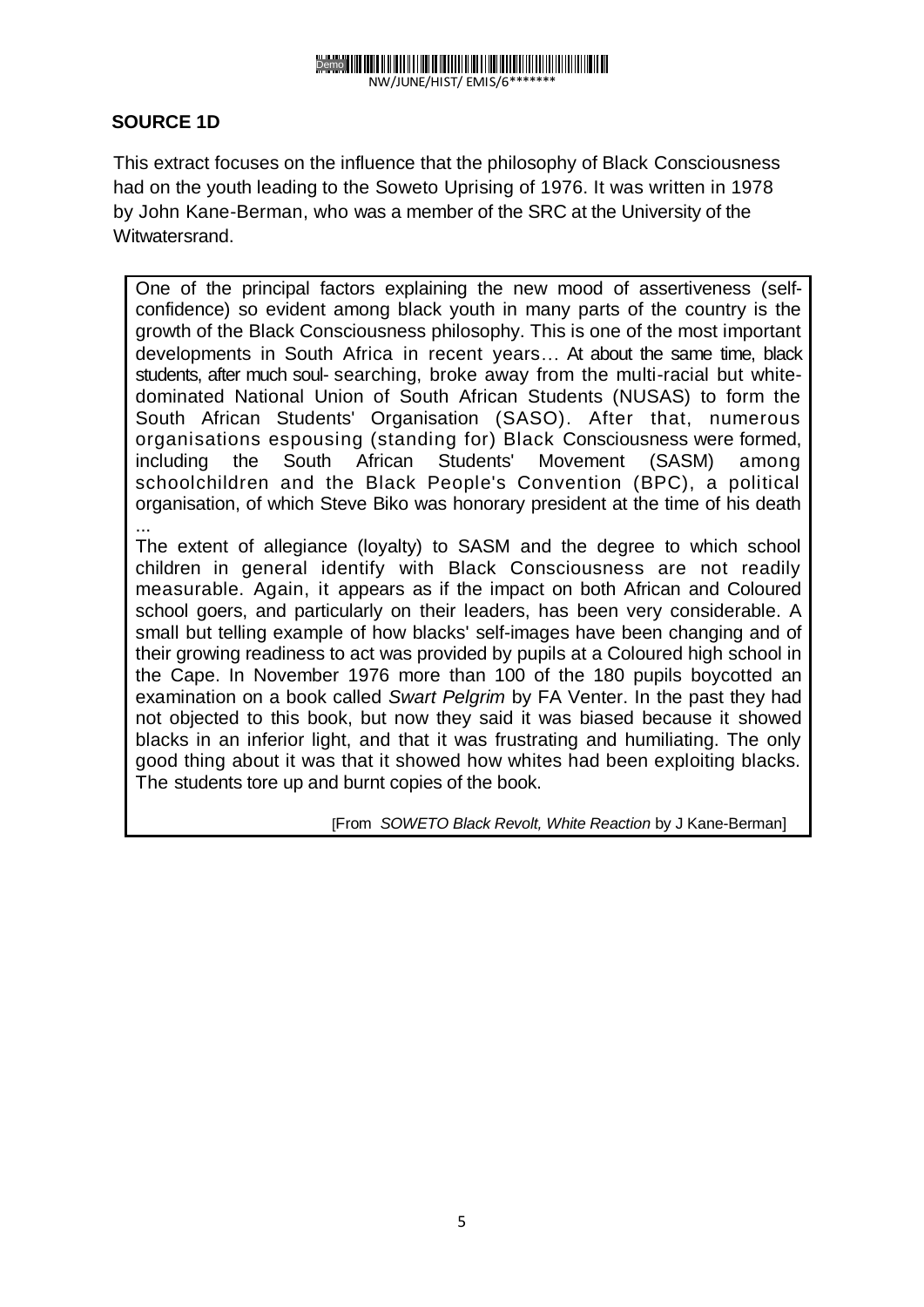## SOURCE 1D

This extract focuses on the influence that the philosophy of Black Consciousness had on the youth leading to the Soweto Uprising of 1976. It was written in 1978 by John Kane-Berman, who was a member of the SRC at the University of the Witwatersrand.

> One of the principal factors explaining the new mood of assertiveness (self-confidence) so evident among black youth in many parts of the country is the growth of the Black Consciousness philosophy. This is one of the most important developments in South Africa in recent years… At about the same time, black students, after much soul- searching, broke away from the multi-racial but white-dominated National Union of South African Students (NUSAS) to form the South African Students' Organisation (SASO). After that, numerous organisations espousing (standing for) Black Consciousness were formed, including the South African Students' Movement (SASM) among schoolchildren and the Black People's Convention (BPC), a political organisation, of which Steve Biko was honorary president at the time of his death ...
>
> The extent of allegiance (loyalty) to SASM and the degree to which school children in general identify with Black Consciousness are not readily measurable. Again, it appears as if the impact on both African and Coloured school goers, and particularly on their leaders, has been very considerable. A small but telling example of how blacks' self-images have been changing and of their growing readiness to act was provided by pupils at a Coloured high school in the Cape. In November 1976 more than 100 of the 180 pupils boycotted an examination on a book called *Swart Pelgrim* by FA Venter. In the past they had not objected to this book, but now they said it was biased because it showed blacks in an inferior light, and that it was frustrating and humiliating. The only good thing about it was that it showed how whites had been exploiting blacks. The students tore up and burnt copies of the book.
>
> [From *SOWETO Black Revolt, White Reaction* by J Kane-Berman]